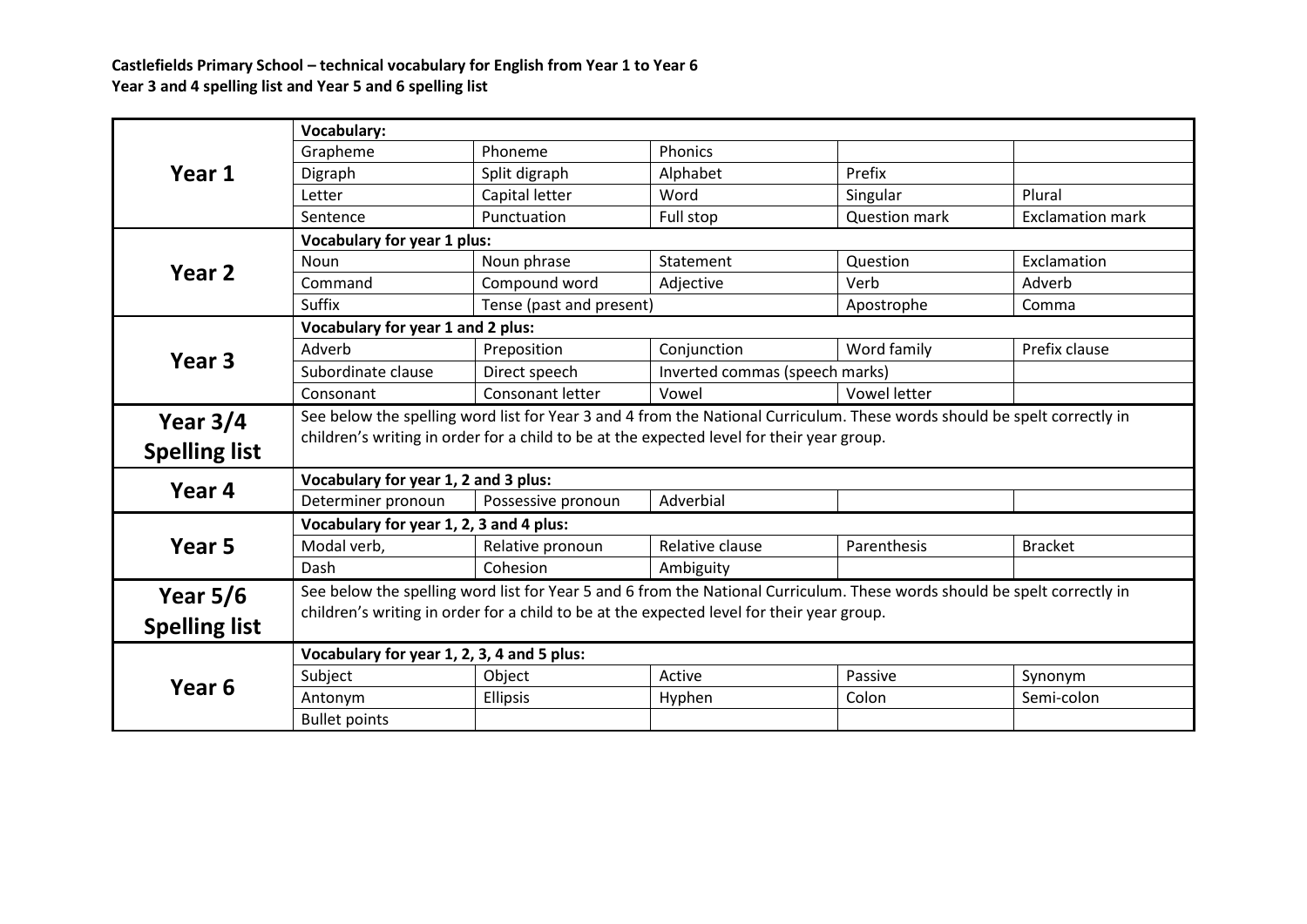**Castlefields Primary School – technical vocabulary for English from Year 1 to Year 6**
**Year 3 and 4 spelling list and Year 5 and 6 spelling list**

| | | | | | |
|---|---|---|---|---|---|
| **Year 1** | **Vocabulary:** | | | | |
| | Grapheme | Phoneme | Phonics | | |
| | Digraph | Split digraph | Alphabet | Prefix | |
| | Letter | Capital letter | Word | Singular | Plural |
| | Sentence | Punctuation | Full stop | Question mark | Exclamation mark |
| **Year 2** | **Vocabulary for year 1 plus:** | | | | |
| | Noun | Noun phrase | Statement | Question | Exclamation |
| | Command | Compound word | Adjective | Verb | Adverb |
| | Suffix | Tense (past and present) | | Apostrophe | Comma |
| **Year 3** | **Vocabulary for year 1 and 2 plus:** | | | | |
| | Adverb | Preposition | Conjunction | Word family | Prefix clause |
| | Subordinate clause | Direct speech | Inverted commas (speech marks) | | |
| | Consonant | Consonant letter | Vowel | Vowel letter | |
| **Year 3/4 Spelling list** | See below the spelling word list for Year 3 and 4 from the National Curriculum. These words should be spelt correctly in children's writing in order for a child to be at the expected level for their year group. | | | | |
| **Year 4** | **Vocabulary for year 1, 2 and 3 plus:** | | | | |
| | Determiner pronoun | Possessive pronoun | Adverbial | | |
| **Year 5** | **Vocabulary for year 1, 2, 3 and 4 plus:** | | | | |
| | Modal verb, | Relative pronoun | Relative clause | Parenthesis | Bracket |
| | Dash | Cohesion | Ambiguity | | |
| **Year 5/6 Spelling list** | See below the spelling word list for Year 5 and 6 from the National Curriculum. These words should be spelt correctly in children's writing in order for a child to be at the expected level for their year group. | | | | |
| **Year 6** | **Vocabulary for year 1, 2, 3, 4 and 5 plus:** | | | | |
| | Subject | Object | Active | Passive | Synonym |
| | Antonym | Ellipsis | Hyphen | Colon | Semi-colon |
| | Bullet points | | | | |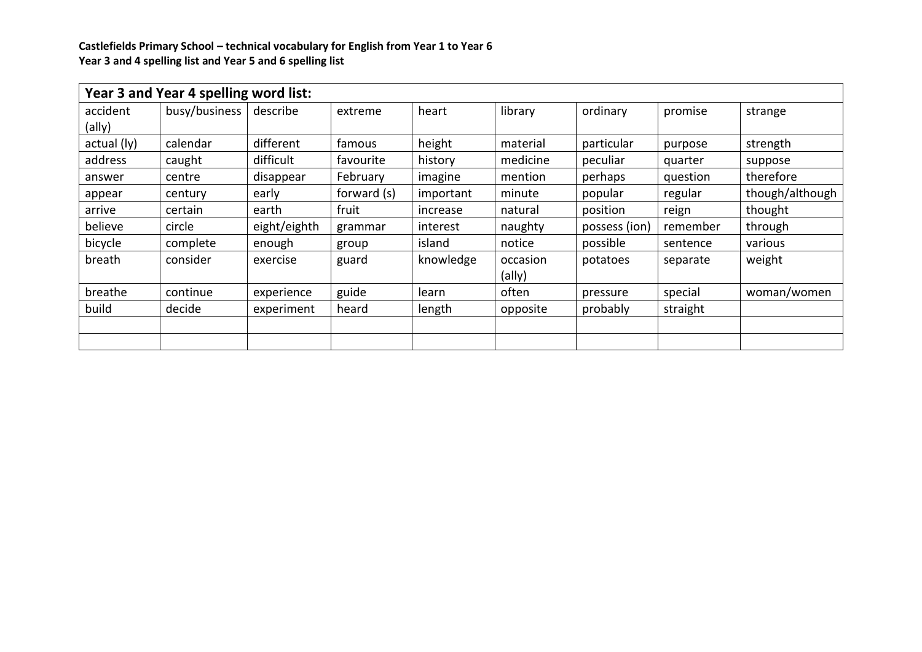**Castlefields Primary School – technical vocabulary for English from Year 1 to Year 6**
**Year 3 and 4 spelling list and Year 5 and 6 spelling list**

| **Year 3 and Year 4 spelling word list:** | | | | | | | | |
|---|---|---|---|---|---|---|---|---|
| accident (ally) | busy/business | describe | extreme | heart | library | ordinary | promise | strange |
| actual (ly) | calendar | different | famous | height | material | particular | purpose | strength |
| address | caught | difficult | favourite | history | medicine | peculiar | quarter | suppose |
| answer | centre | disappear | February | imagine | mention | perhaps | question | therefore |
| appear | century | early | forward (s) | important | minute | popular | regular | though/although |
| arrive | certain | earth | fruit | increase | natural | position | reign | thought |
| believe | circle | eight/eighth | grammar | interest | naughty | possess (ion) | remember | through |
| bicycle | complete | enough | group | island | notice | possible | sentence | various |
| breath | consider | exercise | guard | knowledge | occasion (ally) | potatoes | separate | weight |
| breathe | continue | experience | guide | learn | often | pressure | special | woman/women |
| build | decide | experiment | heard | length | opposite | probably | straight | |
| | | | | | | | | |
| | | | | | | | | |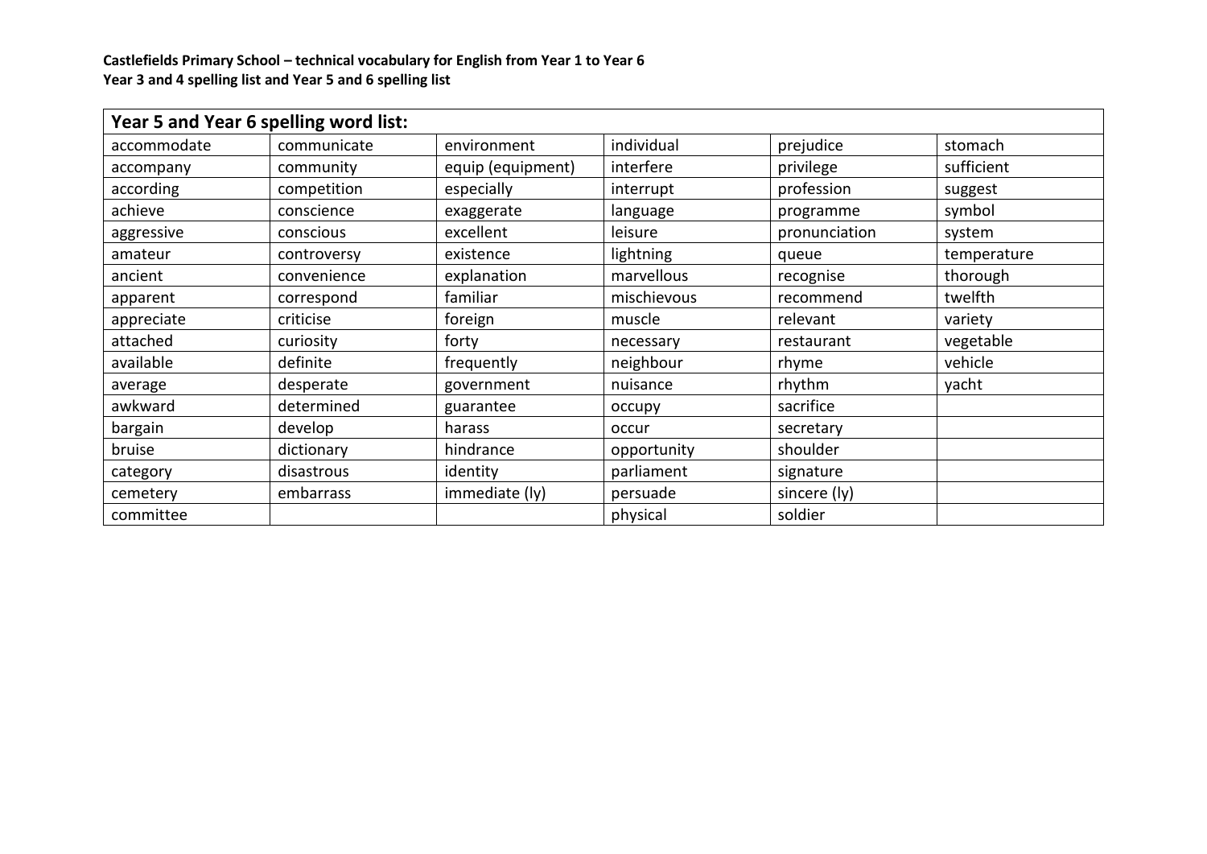**Castlefields Primary School – technical vocabulary for English from Year 1 to Year 6**
**Year 3 and 4 spelling list and Year 5 and 6 spelling list**

| **Year 5 and Year 6 spelling word list:** | | | | | |
|---|---|---|---|---|---|
| accommodate | communicate | environment | individual | prejudice | stomach |
| accompany | community | equip (equipment) | interfere | privilege | sufficient |
| according | competition | especially | interrupt | profession | suggest |
| achieve | conscience | exaggerate | language | programme | symbol |
| aggressive | conscious | excellent | leisure | pronunciation | system |
| amateur | controversy | existence | lightning | queue | temperature |
| ancient | convenience | explanation | marvellous | recognise | thorough |
| apparent | correspond | familiar | mischievous | recommend | twelfth |
| appreciate | criticise | foreign | muscle | relevant | variety |
| attached | curiosity | forty | necessary | restaurant | vegetable |
| available | definite | frequently | neighbour | rhyme | vehicle |
| average | desperate | government | nuisance | rhythm | yacht |
| awkward | determined | guarantee | occupy | sacrifice | |
| bargain | develop | harass | occur | secretary | |
| bruise | dictionary | hindrance | opportunity | shoulder | |
| category | disastrous | identity | parliament | signature | |
| cemetery | embarrass | immediate (ly) | persuade | sincere (ly) | |
| committee | | | physical | soldier | |